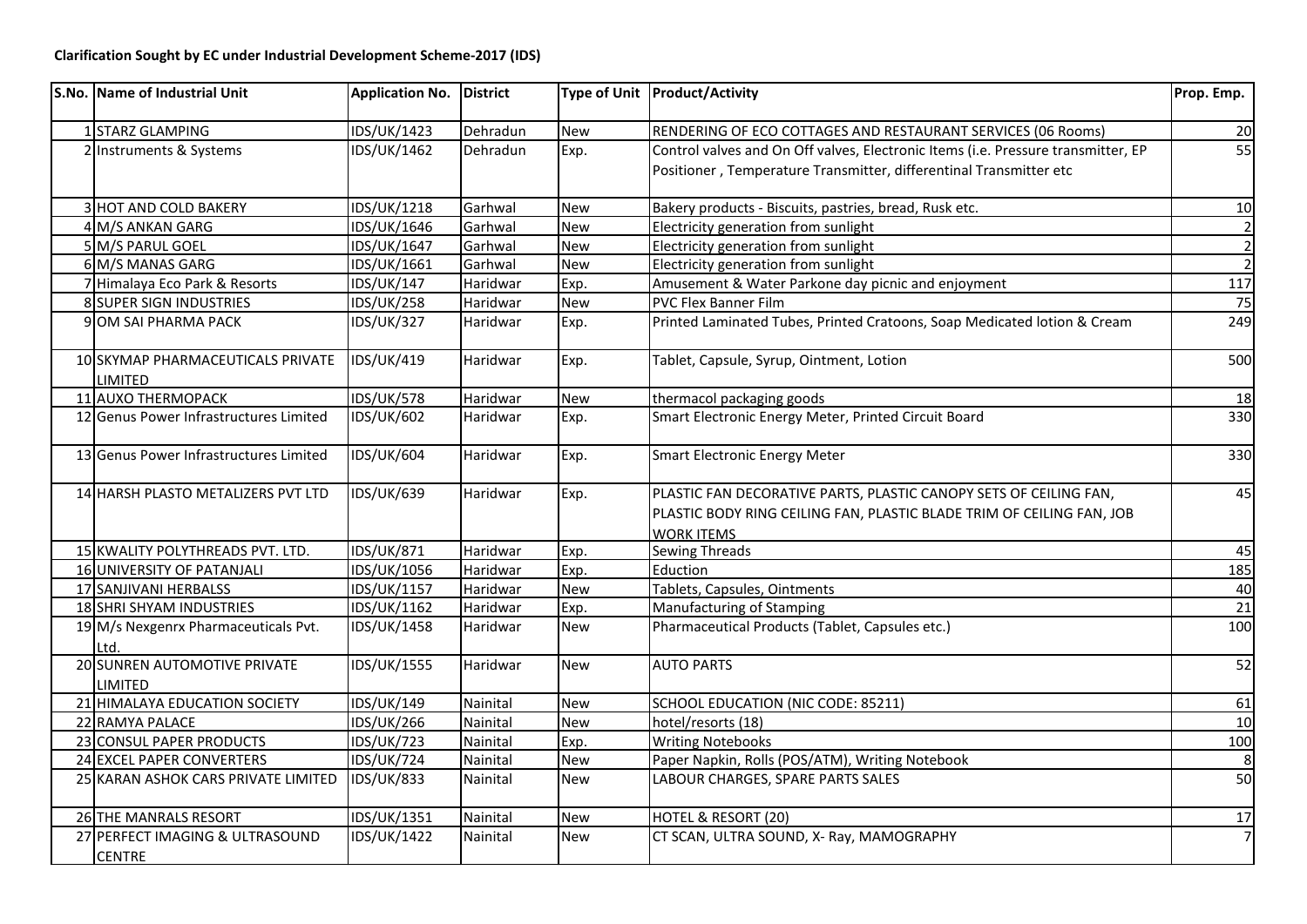**Clarification Sought by EC under Industrial Development Scheme-2017 (IDS)**

| S.No. | Name of Industrial Unit | Application No. | District | Type of Unit | Product/Activity | Prop. Emp. |
|---|---|---|---|---|---|---|
| 1 | STARZ GLAMPING | IDS/UK/1423 | Dehradun | New | RENDERING OF ECO COTTAGES AND RESTAURANT SERVICES (06 Rooms) | 20 |
| 2 | Instruments & Systems | IDS/UK/1462 | Dehradun | Exp. | Control valves and On Off valves, Electronic Items (i.e. Pressure transmitter, EP Positioner , Temperature Transmitter, differentinal Transmitter etc | 55 |
| 3 | HOT AND COLD BAKERY | IDS/UK/1218 | Garhwal | New | Bakery products - Biscuits, pastries, bread, Rusk etc. | 10 |
| 4 | M/S ANKAN GARG | IDS/UK/1646 | Garhwal | New | Electricity generation from sunlight | 2 |
| 5 | M/S PARUL GOEL | IDS/UK/1647 | Garhwal | New | Electricity generation from sunlight | 2 |
| 6 | M/S MANAS GARG | IDS/UK/1661 | Garhwal | New | Electricity generation from sunlight | 2 |
| 7 | Himalaya Eco Park & Resorts | IDS/UK/147 | Haridwar | Exp. | Amusement & Water Parkone day picnic and enjoyment | 117 |
| 8 | SUPER SIGN INDUSTRIES | IDS/UK/258 | Haridwar | New | PVC Flex Banner Film | 75 |
| 9 | OM SAI PHARMA PACK | IDS/UK/327 | Haridwar | Exp. | Printed Laminated Tubes, Printed Cratoons, Soap Medicated lotion & Cream | 249 |
| 10 | SKYMAP PHARMACEUTICALS PRIVATE LIMITED | IDS/UK/419 | Haridwar | Exp. | Tablet, Capsule, Syrup, Ointment, Lotion | 500 |
| 11 | AUXO THERMOPACK | IDS/UK/578 | Haridwar | New | thermacol packaging goods | 18 |
| 12 | Genus Power Infrastructures Limited | IDS/UK/602 | Haridwar | Exp. | Smart Electronic Energy Meter, Printed Circuit Board | 330 |
| 13 | Genus Power Infrastructures Limited | IDS/UK/604 | Haridwar | Exp. | Smart Electronic Energy Meter | 330 |
| 14 | HARSH PLASTO METALIZERS PVT LTD | IDS/UK/639 | Haridwar | Exp. | PLASTIC FAN DECORATIVE PARTS, PLASTIC CANOPY SETS OF CEILING FAN, PLASTIC BODY RING CEILING FAN, PLASTIC BLADE TRIM OF CEILING FAN, JOB WORK ITEMS | 45 |
| 15 | KWALITY POLYTHREADS PVT. LTD. | IDS/UK/871 | Haridwar | Exp. | Sewing Threads | 45 |
| 16 | UNIVERSITY OF PATANJALI | IDS/UK/1056 | Haridwar | Exp. | Eduction | 185 |
| 17 | SANJIVANI HERBALSS | IDS/UK/1157 | Haridwar | New | Tablets, Capsules, Ointments | 40 |
| 18 | SHRI SHYAM INDUSTRIES | IDS/UK/1162 | Haridwar | Exp. | Manufacturing of Stamping | 21 |
| 19 | M/s Nexgenrx Pharmaceuticals Pvt. Ltd. | IDS/UK/1458 | Haridwar | New | Pharmaceutical Products (Tablet, Capsules etc.) | 100 |
| 20 | SUNREN AUTOMOTIVE PRIVATE LIMITED | IDS/UK/1555 | Haridwar | New | AUTO PARTS | 52 |
| 21 | HIMALAYA EDUCATION SOCIETY | IDS/UK/149 | Nainital | New | SCHOOL EDUCATION (NIC CODE: 85211) | 61 |
| 22 | RAMYA PALACE | IDS/UK/266 | Nainital | New | hotel/resorts (18) | 10 |
| 23 | CONSUL PAPER PRODUCTS | IDS/UK/723 | Nainital | Exp. | Writing Notebooks | 100 |
| 24 | EXCEL PAPER CONVERTERS | IDS/UK/724 | Nainital | New | Paper Napkin, Rolls (POS/ATM), Writing Notebook | 8 |
| 25 | KARAN ASHOK CARS PRIVATE LIMITED | IDS/UK/833 | Nainital | New | LABOUR CHARGES, SPARE PARTS SALES | 50 |
| 26 | THE MANRALS RESORT | IDS/UK/1351 | Nainital | New | HOTEL & RESORT (20) | 17 |
| 27 | PERFECT IMAGING & ULTRASOUND CENTRE | IDS/UK/1422 | Nainital | New | CT SCAN, ULTRA SOUND, X- Ray, MAMOGRAPHY | 7 |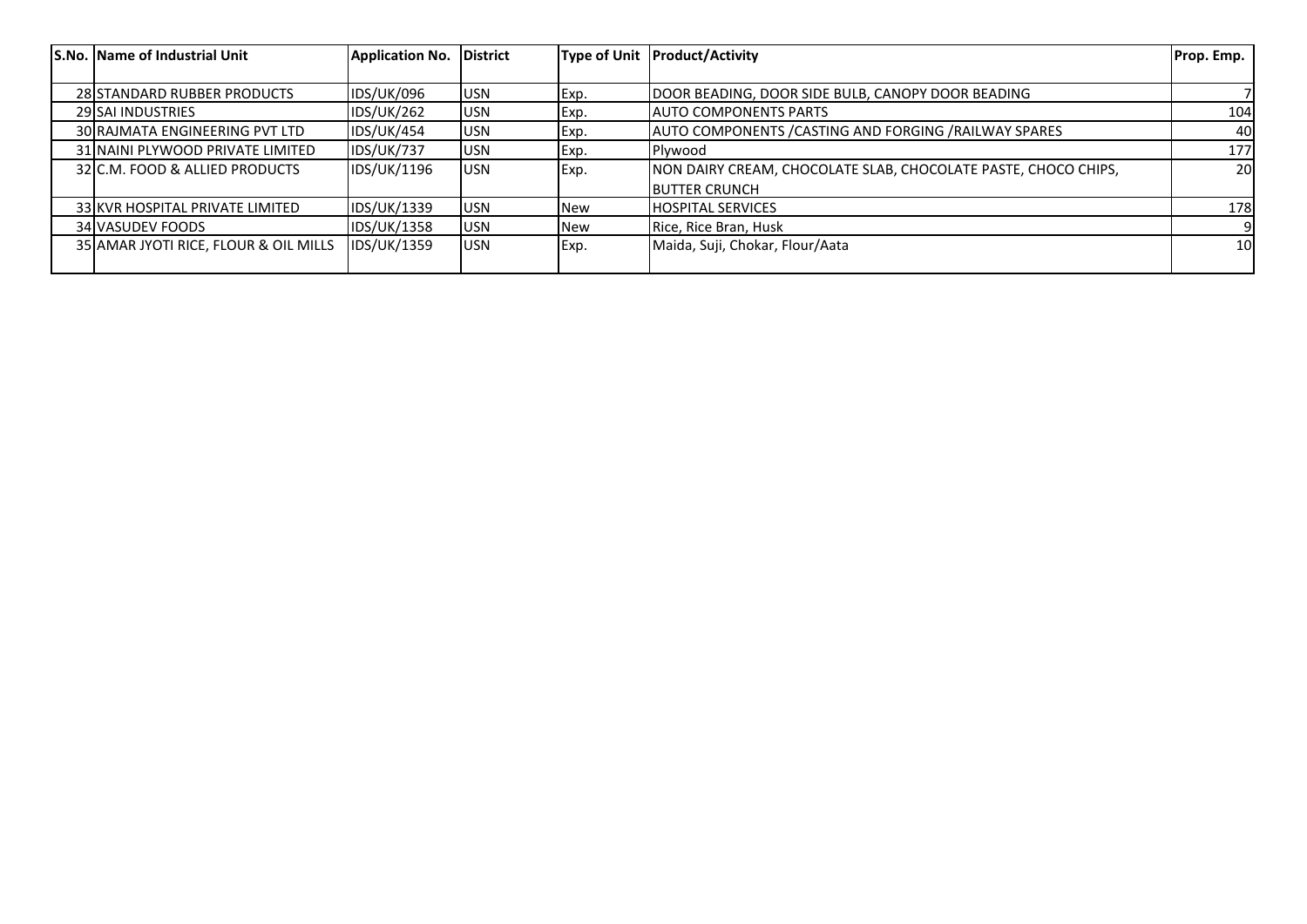| S.No. | Name of Industrial Unit | Application No. | District | Type of Unit | Product/Activity | Prop. Emp. |
|---|---|---|---|---|---|---|
| 28 | STANDARD RUBBER PRODUCTS | IDS/UK/096 | USN | Exp. | DOOR BEADING, DOOR SIDE BULB, CANOPY DOOR BEADING | 7 |
| 29 | SAI INDUSTRIES | IDS/UK/262 | USN | Exp. | AUTO COMPONENTS PARTS | 104 |
| 30 | RAJMATA ENGINEERING PVT LTD | IDS/UK/454 | USN | Exp. | AUTO COMPONENTS /CASTING AND FORGING /RAILWAY SPARES | 40 |
| 31 | NAINI PLYWOOD PRIVATE LIMITED | IDS/UK/737 | USN | Exp. | Plywood | 177 |
| 32 | C.M. FOOD & ALLIED PRODUCTS | IDS/UK/1196 | USN | Exp. | NON DAIRY CREAM, CHOCOLATE SLAB, CHOCOLATE PASTE, CHOCO CHIPS, BUTTER CRUNCH | 20 |
| 33 | KVR HOSPITAL PRIVATE LIMITED | IDS/UK/1339 | USN | New | HOSPITAL SERVICES | 178 |
| 34 | VASUDEV FOODS | IDS/UK/1358 | USN | New | Rice, Rice Bran, Husk | 9 |
| 35 | AMAR JYOTI RICE, FLOUR & OIL MILLS | IDS/UK/1359 | USN | Exp. | Maida, Suji, Chokar, Flour/Aata | 10 |